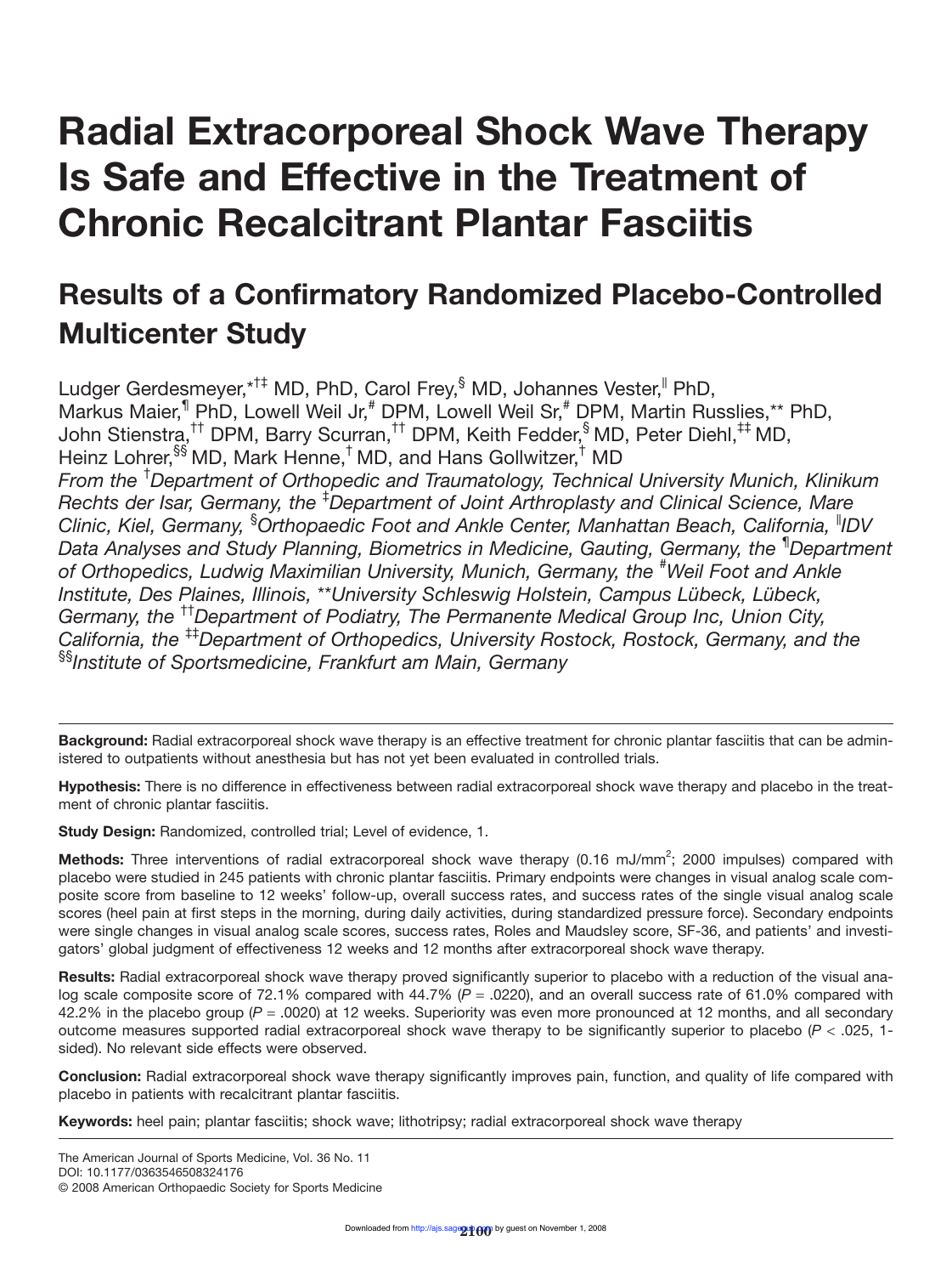# Radial Extracorporeal Shock Wave Therapy Is Safe and Effective in the Treatment of Chronic Recalcitrant Plantar Fasciitis

## Results of a Confirmatory Randomized Placebo-Controlled Multicenter Study

Ludger Gerdesmeyer,[*†‡] MD, PhD, Carol Frey,[§] MD, Johannes Vester,[‖] PhD, Markus Maier,[¶] PhD, Lowell Weil Jr,[#] DPM, Lowell Weil Sr,[#] DPM, Martin Russlies,[**] PhD, John Stienstra,[††] DPM, Barry Scurran,[††] DPM, Keith Fedder,[§] MD, Peter Diehl,[‡‡] MD, Heinz Lohrer,[§§] MD, Mark Henne,[†] MD, and Hans Gollwitzer,[†] MD

*From the [†]Department of Orthopedic and Traumatology, Technical University Munich, Klinikum Rechts der Isar, Germany, the [‡]Department of Joint Arthroplasty and Clinical Science, Mare Clinic, Kiel, Germany, [§]Orthopaedic Foot and Ankle Center, Manhattan Beach, California, [‖]IDV Data Analyses and Study Planning, Biometrics in Medicine, Gauting, Germany, the [¶]Department of Orthopedics, Ludwig Maximilian University, Munich, Germany, the [#]Weil Foot and Ankle Institute, Des Plaines, Illinois, [**]University Schleswig Holstein, Campus Lübeck, Lübeck, Germany, the [††]Department of Podiatry, The Permanente Medical Group Inc, Union City, California, the [‡‡]Department of Orthopedics, University Rostock, Rostock, Germany, and the [§§]Institute of Sportsmedicine, Frankfurt am Main, Germany*

**Background:** Radial extracorporeal shock wave therapy is an effective treatment for chronic plantar fasciitis that can be administered to outpatients without anesthesia but has not yet been evaluated in controlled trials.

**Hypothesis:** There is no difference in effectiveness between radial extracorporeal shock wave therapy and placebo in the treatment of chronic plantar fasciitis.

**Study Design:** Randomized, controlled trial; Level of evidence, 1.

**Methods:** Three interventions of radial extracorporeal shock wave therapy (0.16 mJ/mm$^2$; 2000 impulses) compared with placebo were studied in 245 patients with chronic plantar fasciitis. Primary endpoints were changes in visual analog scale composite score from baseline to 12 weeks' follow-up, overall success rates, and success rates of the single visual analog scale scores (heel pain at first steps in the morning, during daily activities, during standardized pressure force). Secondary endpoints were single changes in visual analog scale scores, success rates, Roles and Maudsley score, SF-36, and patients' and investigators' global judgment of effectiveness 12 weeks and 12 months after extracorporeal shock wave therapy.

**Results:** Radial extracorporeal shock wave therapy proved significantly superior to placebo with a reduction of the visual analog scale composite score of 72.1% compared with 44.7% ($P$ = .0220), and an overall success rate of 61.0% compared with 42.2% in the placebo group ($P$ = .0020) at 12 weeks. Superiority was even more pronounced at 12 months, and all secondary outcome measures supported radial extracorporeal shock wave therapy to be significantly superior to placebo ($P$ < .025, 1-sided). No relevant side effects were observed.

**Conclusion:** Radial extracorporeal shock wave therapy significantly improves pain, function, and quality of life compared with placebo in patients with recalcitrant plantar fasciitis.

**Keywords:** heel pain; plantar fasciitis; shock wave; lithotripsy; radial extracorporeal shock wave therapy

The American Journal of Sports Medicine, Vol. 36 No. 11
DOI: 10.1177/0363546508324176
© 2008 American Orthopaedic Society for Sports Medicine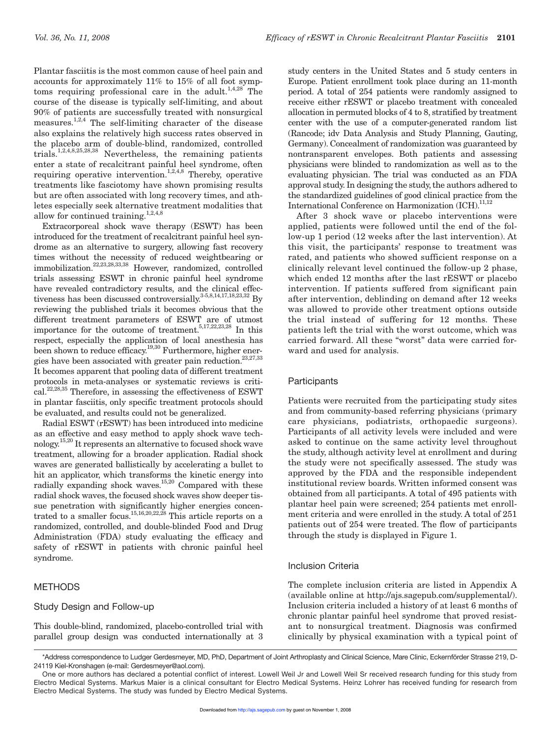Plantar fasciitis is the most common cause of heel pain and accounts for approximately 11% to 15% of all foot symptoms requiring professional care in the adult.[1,4,28] The course of the disease is typically self-limiting, and about 90% of patients are successfully treated with nonsurgical measures.[1,2,4] The self-limiting character of the disease also explains the relatively high success rates observed in the placebo arm of double-blind, randomized, controlled trials.[1,2,4,8,25,28,38] Nevertheless, the remaining patients enter a state of recalcitrant painful heel syndrome, often requiring operative intervention.[1,2,4,8] Thereby, operative treatments like fasciotomy have shown promising results but are often associated with long recovery times, and athletes especially seek alternative treatment modalities that allow for continued training.[1,2,4,8]

Extracorporeal shock wave therapy (ESWT) has been introduced for the treatment of recalcitrant painful heel syndrome as an alternative to surgery, allowing fast recovery times without the necessity of reduced weightbearing or immobilization.[22,23,28,33,38] However, randomized, controlled trials assessing ESWT in chronic painful heel syndrome have revealed contradictory results, and the clinical effectiveness has been discussed controversially.[3-5,8,14,17,18,23,32] By reviewing the published trials it becomes obvious that the different treatment parameters of ESWT are of utmost importance for the outcome of treatment.[5,17,22,23,28] In this respect, especially the application of local anesthesia has been shown to reduce efficacy.[19,30] Furthermore, higher energies have been associated with greater pain reduction.[23,27,33] It becomes apparent that pooling data of different treatment protocols in meta-analyses or systematic reviews is critical.[22,28,35] Therefore, in assessing the effectiveness of ESWT in plantar fasciitis, only specific treatment protocols should be evaluated, and results could not be generalized.

Radial ESWT (rESWT) has been introduced into medicine as an effective and easy method to apply shock wave technology.[15,20] It represents an alternative to focused shock wave treatment, allowing for a broader application. Radial shock waves are generated ballistically by accelerating a bullet to hit an applicator, which transforms the kinetic energy into radially expanding shock waves.[15,20] Compared with these radial shock waves, the focused shock waves show deeper tissue penetration with significantly higher energies concentrated to a smaller focus.[15,16,20,22,28] This article reports on a randomized, controlled, and double-blinded Food and Drug Administration (FDA) study evaluating the efficacy and safety of rESWT in patients with chronic painful heel syndrome.

## METHODS

### Study Design and Follow-up

This double-blind, randomized, placebo-controlled trial with parallel group design was conducted internationally at 3 study centers in the United States and 5 study centers in Europe. Patient enrollment took place during an 11-month period. A total of 254 patients were randomly assigned to receive either rESWT or placebo treatment with concealed allocation in permuted blocks of 4 to 8, stratified by treatment center with the use of a computer-generated random list (Rancode; idv Data Analysis and Study Planning, Gauting, Germany). Concealment of randomization was guaranteed by nontransparent envelopes. Both patients and assessing physicians were blinded to randomization as well as to the evaluating physician. The trial was conducted as an FDA approval study. In designing the study, the authors adhered to the standardized guidelines of good clinical practice from the International Conference on Harmonization (ICH).[11,12]

After 3 shock wave or placebo interventions were applied, patients were followed until the end of the follow-up 1 period (12 weeks after the last intervention). At this visit, the participants' response to treatment was rated, and patients who showed sufficient response on a clinically relevant level continued the follow-up 2 phase, which ended 12 months after the last rESWT or placebo intervention. If patients suffered from significant pain after intervention, deblinding on demand after 12 weeks was allowed to provide other treatment options outside the trial instead of suffering for 12 months. These patients left the trial with the worst outcome, which was carried forward. All these "worst" data were carried forward and used for analysis.

### Participants

Patients were recruited from the participating study sites and from community-based referring physicians (primary care physicians, podiatrists, orthopaedic surgeons). Participants of all activity levels were included and were asked to continue on the same activity level throughout the study, although activity level at enrollment and during the study were not specifically assessed. The study was approved by the FDA and the responsible independent institutional review boards. Written informed consent was obtained from all participants. A total of 495 patients with plantar heel pain were screened; 254 patients met enrollment criteria and were enrolled in the study. A total of 251 patients out of 254 were treated. The flow of participants through the study is displayed in Figure 1.

### Inclusion Criteria

The complete inclusion criteria are listed in Appendix A (available online at http://ajs.sagepub.com/supplemental/). Inclusion criteria included a history of at least 6 months of chronic plantar painful heel syndrome that proved resistant to nonsurgical treatment. Diagnosis was confirmed clinically by physical examination with a typical point of

*Address correspondence to Ludger Gerdesmeyer, MD, PhD, Department of Joint Arthroplasty and Clinical Science, Mare Clinic, Eckernförder Strasse 219, D-24119 Kiel-Kronshagen (e-mail: Gerdesmeyer@aol.com).

One or more authors has declared a potential conflict of interest. Lowell Weil Jr and Lowell Weil Sr received research funding for this study from Electro Medical Systems. Markus Maier is a clinical consultant for Electro Medical Systems. Heinz Lohrer has received funding for research from Electro Medical Systems. The study was funded by Electro Medical Systems.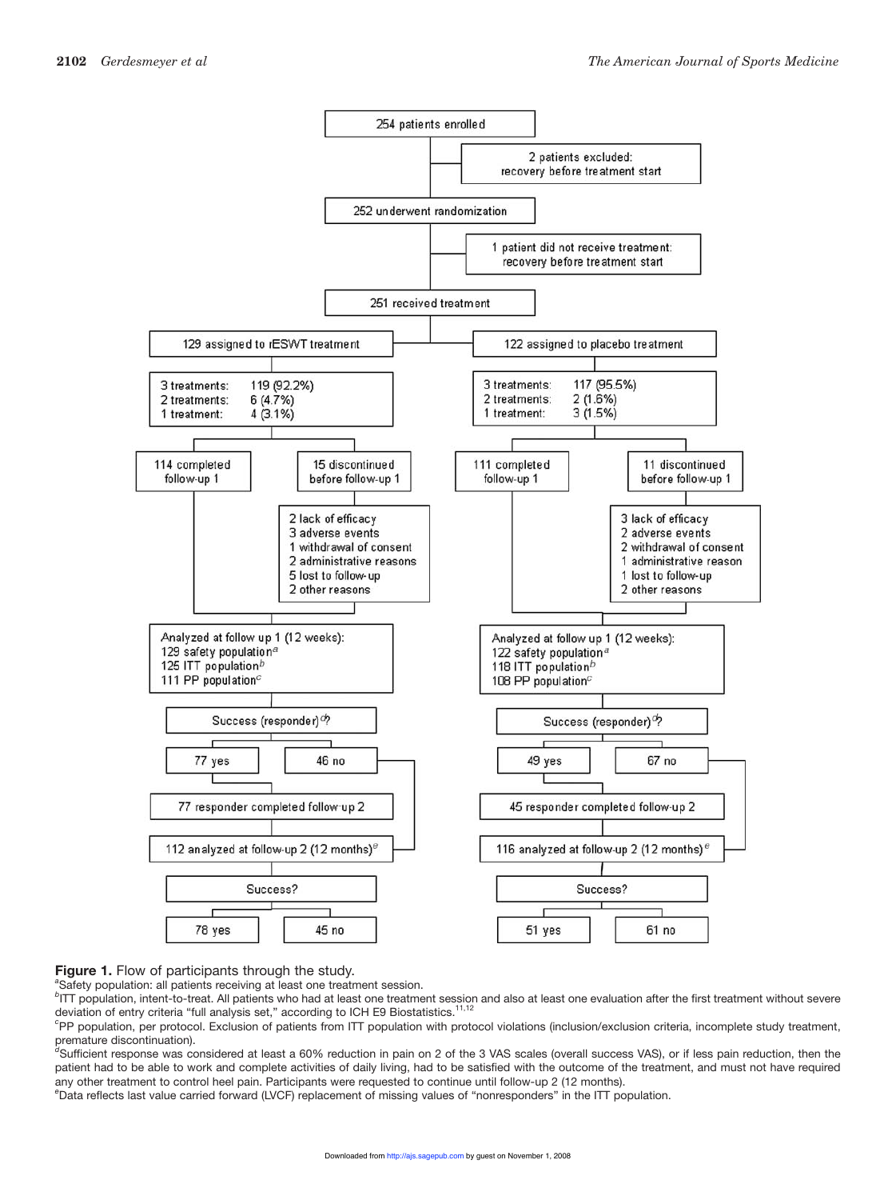254 patients enrolled

2 patients excluded: recovery before treatment start

252 underwent randomization

1 patient did not receive treatment: recovery before treatment start

251 received treatment

| 129 assigned to rESWT treatment | 122 assigned to placebo treatment |
| --- | --- |
| 3 treatments: 119 (92.2%)<br>2 treatments: 6 (4.7%)<br>1 treatment: 4 (3.1%) | 3 treatments: 117 (95.5%)<br>2 treatments: 2 (1.6%)<br>1 treatment: 3 (1.5%) |
| 114 completed follow-up 1 | 111 completed follow-up 1 |
| 15 discontinued before follow-up 1:<br>2 lack of efficacy<br>3 adverse events<br>1 withdrawal of consent<br>2 administrative reasons<br>5 lost to follow-up<br>2 other reasons | 11 discontinued before follow-up 1:<br>3 lack of efficacy<br>2 adverse events<br>2 withdrawal of consent<br>1 administrative reason<br>1 lost to follow-up<br>2 other reasons |
| Analyzed at follow up 1 (12 weeks):<br>129 safety population[a]<br>125 ITT population[b]<br>111 PP population[c] | Analyzed at follow up 1 (12 weeks):<br>122 safety population[a]<br>118 ITT population[b]<br>108 PP population[c] |
| Success (responder)[d]?<br>77 yes / 46 no | Success (responder)[d]?<br>49 yes / 67 no |
| 77 responder completed follow-up 2 | 45 responder completed follow-up 2 |
| 112 analyzed at follow-up 2 (12 months)[e] | 116 analyzed at follow-up 2 (12 months)[e] |
| Success?<br>78 yes / 45 no | Success?<br>51 yes / 61 no |

**Figure 1.** Flow of participants through the study.

[a]Safety population: all patients receiving at least one treatment session.

[b]ITT population, intent-to-treat. All patients who had at least one treatment session and also at least one evaluation after the first treatment without severe deviation of entry criteria "full analysis set," according to ICH E9 Biostatistics.[11,12]

[c]PP population, per protocol. Exclusion of patients from ITT population with protocol violations (inclusion/exclusion criteria, incomplete study treatment, premature discontinuation).

[d]Sufficient response was considered at least a 60% reduction in pain on 2 of the 3 VAS scales (overall success VAS), or if less pain reduction, then the patient had to be able to work and complete activities of daily living, had to be satisfied with the outcome of the treatment, and must not have required any other treatment to control heel pain. Participants were requested to continue until follow-up 2 (12 months).

[e]Data reflects last value carried forward (LVCF) replacement of missing values of "nonresponders" in the ITT population.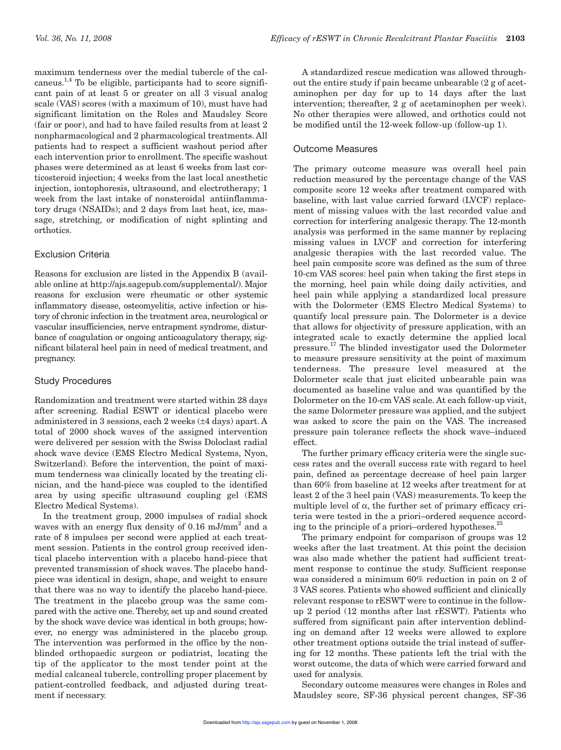maximum tenderness over the medial tubercle of the calcaneus.[1,4] To be eligible, participants had to score significant pain of at least 5 or greater on all 3 visual analog scale (VAS) scores (with a maximum of 10), must have had significant limitation on the Roles and Maudsley Score (fair or poor), and had to have failed results from at least 2 nonpharmacological and 2 pharmacological treatments. All patients had to respect a sufficient washout period after each intervention prior to enrollment. The specific washout phases were determined as at least 6 weeks from last corticosteroid injection; 4 weeks from the last local anesthetic injection, iontophoresis, ultrasound, and electrotherapy; 1 week from the last intake of nonsteroidal antiinflammatory drugs (NSAIDs); and 2 days from last heat, ice, massage, stretching, or modification of night splinting and orthotics.

## Exclusion Criteria

Reasons for exclusion are listed in the Appendix B (available online at http://ajs.sagepub.com/supplemental/). Major reasons for exclusion were rheumatic or other systemic inflammatory disease, osteomyelitis, active infection or history of chronic infection in the treatment area, neurological or vascular insufficiencies, nerve entrapment syndrome, disturbance of coagulation or ongoing anticoagulatory therapy, significant bilateral heel pain in need of medical treatment, and pregnancy.

## Study Procedures

Randomization and treatment were started within 28 days after screening. Radial ESWT or identical placebo were administered in 3 sessions, each 2 weeks (±4 days) apart. A total of 2000 shock waves of the assigned intervention were delivered per session with the Swiss Doloclast radial shock wave device (EMS Electro Medical Systems, Nyon, Switzerland). Before the intervention, the point of maximum tenderness was clinically located by the treating clinician, and the hand-piece was coupled to the identified area by using specific ultrasound coupling gel (EMS Electro Medical Systems).

In the treatment group, 2000 impulses of radial shock waves with an energy flux density of 0.16 mJ/mm$^2$ and a rate of 8 impulses per second were applied at each treatment session. Patients in the control group received identical placebo intervention with a placebo hand-piece that prevented transmission of shock waves. The placebo hand-piece was identical in design, shape, and weight to ensure that there was no way to identify the placebo hand-piece. The treatment in the placebo group was the same compared with the active one. Thereby, set up and sound created by the shock wave device was identical in both groups; however, no energy was administered in the placebo group. The intervention was performed in the office by the nonblinded orthopaedic surgeon or podiatrist, locating the tip of the applicator to the most tender point at the medial calcaneal tubercle, controlling proper placement by patient-controlled feedback, and adjusted during treatment if necessary.

A standardized rescue medication was allowed throughout the entire study if pain became unbearable (2 g of acetaminophen per day for up to 14 days after the last intervention; thereafter, 2 g of acetaminophen per week). No other therapies were allowed, and orthotics could not be modified until the 12-week follow-up (follow-up 1).

## Outcome Measures

The primary outcome measure was overall heel pain reduction measured by the percentage change of the VAS composite score 12 weeks after treatment compared with baseline, with last value carried forward (LVCF) replacement of missing values with the last recorded value and correction for interfering analgesic therapy. The 12-month analysis was performed in the same manner by replacing missing values in LVCF and correction for interfering analgesic therapies with the last recorded value. The heel pain composite score was defined as the sum of three 10-cm VAS scores: heel pain when taking the first steps in the morning, heel pain while doing daily activities, and heel pain while applying a standardized local pressure with the Dolormeter (EMS Electro Medical Systems) to quantify local pressure pain. The Dolormeter is a device that allows for objectivity of pressure application, with an integrated scale to exactly determine the applied local pressure.[17] The blinded investigator used the Dolormeter to measure pressure sensitivity at the point of maximum tenderness. The pressure level measured at the Dolormeter scale that just elicited unbearable pain was documented as baseline value and was quantified by the Dolormeter on the 10-cm VAS scale. At each follow-up visit, the same Dolormeter pressure was applied, and the subject was asked to score the pain on the VAS. The increased pressure pain tolerance reflects the shock wave–induced effect.

The further primary efficacy criteria were the single success rates and the overall success rate with regard to heel pain, defined as percentage decrease of heel pain larger than 60% from baseline at 12 weeks after treatment for at least 2 of the 3 heel pain (VAS) measurements. To keep the multiple level of $\alpha$, the further set of primary efficacy criteria were tested in the a priori–ordered sequence according to the principle of a priori–ordered hypotheses.[25]

The primary endpoint for comparison of groups was 12 weeks after the last treatment. At this point the decision was also made whether the patient had sufficient treatment response to continue the study. Sufficient response was considered a minimum 60% reduction in pain on 2 of 3 VAS scores. Patients who showed sufficient and clinically relevant response to rESWT were to continue in the follow-up 2 period (12 months after last rESWT). Patients who suffered from significant pain after intervention deblinding on demand after 12 weeks were allowed to explore other treatment options outside the trial instead of suffering for 12 months. These patients left the trial with the worst outcome, the data of which were carried forward and used for analysis.

Secondary outcome measures were changes in Roles and Maudsley score, SF-36 physical percent changes, SF-36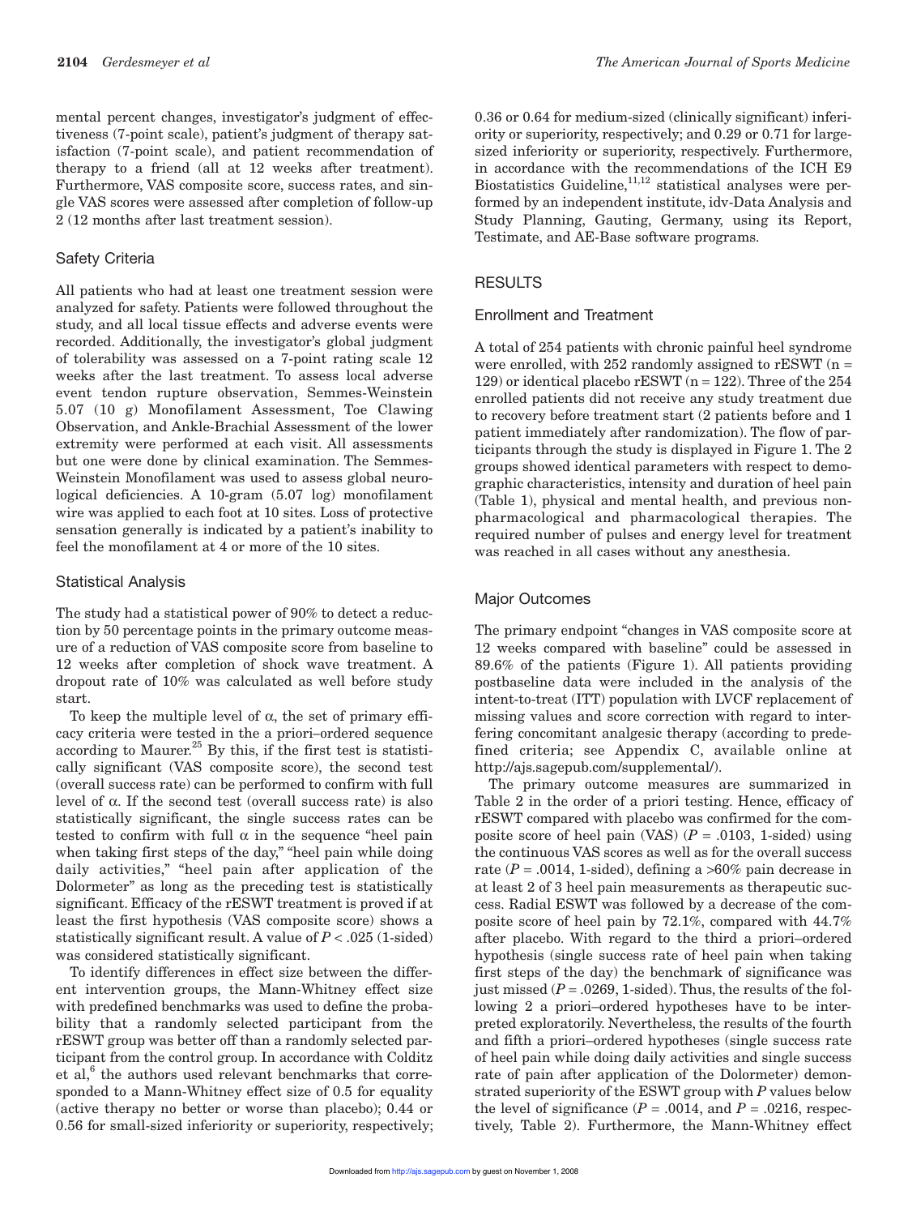mental percent changes, investigator's judgment of effectiveness (7-point scale), patient's judgment of therapy satisfaction (7-point scale), and patient recommendation of therapy to a friend (all at 12 weeks after treatment). Furthermore, VAS composite score, success rates, and single VAS scores were assessed after completion of follow-up 2 (12 months after last treatment session).

### Safety Criteria

All patients who had at least one treatment session were analyzed for safety. Patients were followed throughout the study, and all local tissue effects and adverse events were recorded. Additionally, the investigator's global judgment of tolerability was assessed on a 7-point rating scale 12 weeks after the last treatment. To assess local adverse event tendon rupture observation, Semmes-Weinstein 5.07 (10 g) Monofilament Assessment, Toe Clawing Observation, and Ankle-Brachial Assessment of the lower extremity were performed at each visit. All assessments but one were done by clinical examination. The Semmes-Weinstein Monofilament was used to assess global neurological deficiencies. A 10-gram (5.07 log) monofilament wire was applied to each foot at 10 sites. Loss of protective sensation generally is indicated by a patient's inability to feel the monofilament at 4 or more of the 10 sites.

### Statistical Analysis

The study had a statistical power of 90% to detect a reduction by 50 percentage points in the primary outcome measure of a reduction of VAS composite score from baseline to 12 weeks after completion of shock wave treatment. A dropout rate of 10% was calculated as well before study start.

To keep the multiple level of $\alpha$, the set of primary efficacy criteria were tested in the a priori–ordered sequence according to Maurer.[25] By this, if the first test is statistically significant (VAS composite score), the second test (overall success rate) can be performed to confirm with full level of $\alpha$. If the second test (overall success rate) is also statistically significant, the single success rates can be tested to confirm with full $\alpha$ in the sequence "heel pain when taking first steps of the day," "heel pain while doing daily activities," "heel pain after application of the Dolormeter" as long as the preceding test is statistically significant. Efficacy of the rESWT treatment is proved if at least the first hypothesis (VAS composite score) shows a statistically significant result. A value of $P < .025$ (1-sided) was considered statistically significant.

To identify differences in effect size between the different intervention groups, the Mann-Whitney effect size with predefined benchmarks was used to define the probability that a randomly selected participant from the rESWT group was better off than a randomly selected participant from the control group. In accordance with Colditz et al,[6] the authors used relevant benchmarks that corresponded to a Mann-Whitney effect size of 0.5 for equality (active therapy no better or worse than placebo); 0.44 or 0.56 for small-sized inferiority or superiority, respectively; 0.36 or 0.64 for medium-sized (clinically significant) inferiority or superiority, respectively; and 0.29 or 0.71 for large-sized inferiority or superiority, respectively. Furthermore, in accordance with the recommendations of the ICH E9 Biostatistics Guideline,[11,12] statistical analyses were performed by an independent institute, idv-Data Analysis and Study Planning, Gauting, Germany, using its Report, Testimate, and AE-Base software programs.

## RESULTS

### Enrollment and Treatment

A total of 254 patients with chronic painful heel syndrome were enrolled, with 252 randomly assigned to rESWT (n = 129) or identical placebo rESWT (n = 122). Three of the 254 enrolled patients did not receive any study treatment due to recovery before treatment start (2 patients before and 1 patient immediately after randomization). The flow of participants through the study is displayed in Figure 1. The 2 groups showed identical parameters with respect to demographic characteristics, intensity and duration of heel pain (Table 1), physical and mental health, and previous nonpharmacological and pharmacological therapies. The required number of pulses and energy level for treatment was reached in all cases without any anesthesia.

### Major Outcomes

The primary endpoint "changes in VAS composite score at 12 weeks compared with baseline" could be assessed in 89.6% of the patients (Figure 1). All patients providing postbaseline data were included in the analysis of the intent-to-treat (ITT) population with LVCF replacement of missing values and score correction with regard to interfering concomitant analgesic therapy (according to predefined criteria; see Appendix C, available online at http://ajs.sagepub.com/supplemental/).

The primary outcome measures are summarized in Table 2 in the order of a priori testing. Hence, efficacy of rESWT compared with placebo was confirmed for the composite score of heel pain (VAS) ($P = .0103$, 1-sided) using the continuous VAS scores as well as for the overall success rate ($P = .0014$, 1-sided), defining a >60% pain decrease in at least 2 of 3 heel pain measurements as therapeutic success. Radial ESWT was followed by a decrease of the composite score of heel pain by 72.1%, compared with 44.7% after placebo. With regard to the third a priori–ordered hypothesis (single success rate of heel pain when taking first steps of the day) the benchmark of significance was just missed ($P = .0269$, 1-sided). Thus, the results of the following 2 a priori–ordered hypotheses have to be interpreted exploratorily. Nevertheless, the results of the fourth and fifth a priori–ordered hypotheses (single success rate of heel pain while doing daily activities and single success rate of pain after application of the Dolormeter) demonstrated superiority of the ESWT group with $P$ values below the level of significance ($P = .0014$, and $P = .0216$, respectively, Table 2). Furthermore, the Mann-Whitney effect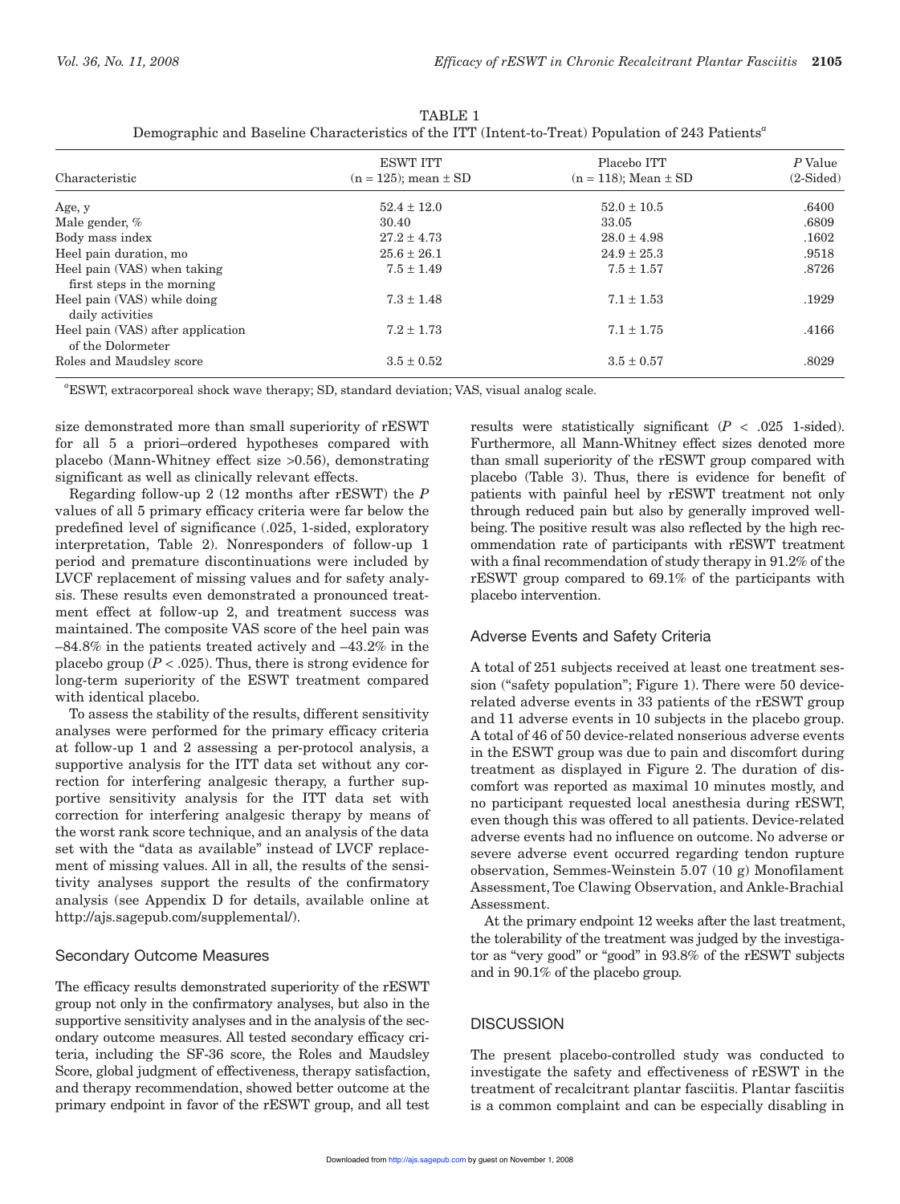TABLE 1
Demographic and Baseline Characteristics of the ITT (Intent-to-Treat) Population of 243 Patients[a]

| Characteristic | ESWT ITT (n = 125); mean ± SD | Placebo ITT (n = 118); Mean ± SD | P Value (2-Sided) |
|---|---|---|---|
| Age, y | 52.4 ± 12.0 | 52.0 ± 10.5 | .6400 |
| Male gender, % | 30.40 | 33.05 | .6809 |
| Body mass index | 27.2 ± 4.73 | 28.0 ± 4.98 | .1602 |
| Heel pain duration, mo | 25.6 ± 26.1 | 24.9 ± 25.3 | .9518 |
| Heel pain (VAS) when taking first steps in the morning | 7.5 ± 1.49 | 7.5 ± 1.57 | .8726 |
| Heel pain (VAS) while doing daily activities | 7.3 ± 1.48 | 7.1 ± 1.53 | .1929 |
| Heel pain (VAS) after application of the Dolormeter | 7.2 ± 1.73 | 7.1 ± 1.75 | .4166 |
| Roles and Maudsley score | 3.5 ± 0.52 | 3.5 ± 0.57 | .8029 |

[a]ESWT, extracorporeal shock wave therapy; SD, standard deviation; VAS, visual analog scale.

size demonstrated more than small superiority of rESWT for all 5 a priori–ordered hypotheses compared with placebo (Mann-Whitney effect size >0.56), demonstrating significant as well as clinically relevant effects.

Regarding follow-up 2 (12 months after rESWT) the *P* values of all 5 primary efficacy criteria were far below the predefined level of significance (.025, 1-sided, exploratory interpretation, Table 2). Nonresponders of follow-up 1 period and premature discontinuations were included by LVCF replacement of missing values and for safety analysis. These results even demonstrated a pronounced treatment effect at follow-up 2, and treatment success was maintained. The composite VAS score of the heel pain was –84.8% in the patients treated actively and –43.2% in the placebo group ($P < .025$). Thus, there is strong evidence for long-term superiority of the ESWT treatment compared with identical placebo.

To assess the stability of the results, different sensitivity analyses were performed for the primary efficacy criteria at follow-up 1 and 2 assessing a per-protocol analysis, a supportive analysis for the ITT data set without any correction for interfering analgesic therapy, a further supportive sensitivity analysis for the ITT data set with correction for interfering analgesic therapy by means of the worst rank score technique, and an analysis of the data set with the "data as available" instead of LVCF replacement of missing values. All in all, the results of the sensitivity analyses support the results of the confirmatory analysis (see Appendix D for details, available online at http://ajs.sagepub.com/supplemental/).

## Secondary Outcome Measures

The efficacy results demonstrated superiority of the rESWT group not only in the confirmatory analyses, but also in the supportive sensitivity analyses and in the analysis of the secondary outcome measures. All tested secondary efficacy criteria, including the SF-36 score, the Roles and Maudsley Score, global judgment of effectiveness, therapy satisfaction, and therapy recommendation, showed better outcome at the primary endpoint in favor of the rESWT group, and all test results were statistically significant ($P < .025$ 1-sided). Furthermore, all Mann-Whitney effect sizes denoted more than small superiority of the rESWT group compared with placebo (Table 3). Thus, there is evidence for benefit of patients with painful heel by rESWT treatment not only through reduced pain but also by generally improved well-being. The positive result was also reflected by the high recommendation rate of participants with rESWT treatment with a final recommendation of study therapy in 91.2% of the rESWT group compared to 69.1% of the participants with placebo intervention.

## Adverse Events and Safety Criteria

A total of 251 subjects received at least one treatment session ("safety population"; Figure 1). There were 50 device-related adverse events in 33 patients of the rESWT group and 11 adverse events in 10 subjects in the placebo group. A total of 46 of 50 device-related nonserious adverse events in the ESWT group was due to pain and discomfort during treatment as displayed in Figure 2. The duration of discomfort was reported as maximal 10 minutes mostly, and no participant requested local anesthesia during rESWT, even though this was offered to all patients. Device-related adverse events had no influence on outcome. No adverse or severe adverse event occurred regarding tendon rupture observation, Semmes-Weinstein 5.07 (10 g) Monofilament Assessment, Toe Clawing Observation, and Ankle-Brachial Assessment.

At the primary endpoint 12 weeks after the last treatment, the tolerability of the treatment was judged by the investigator as "very good" or "good" in 93.8% of the rESWT subjects and in 90.1% of the placebo group.

# DISCUSSION

The present placebo-controlled study was conducted to investigate the safety and effectiveness of rESWT in the treatment of recalcitrant plantar fasciitis. Plantar fasciitis is a common complaint and can be especially disabling in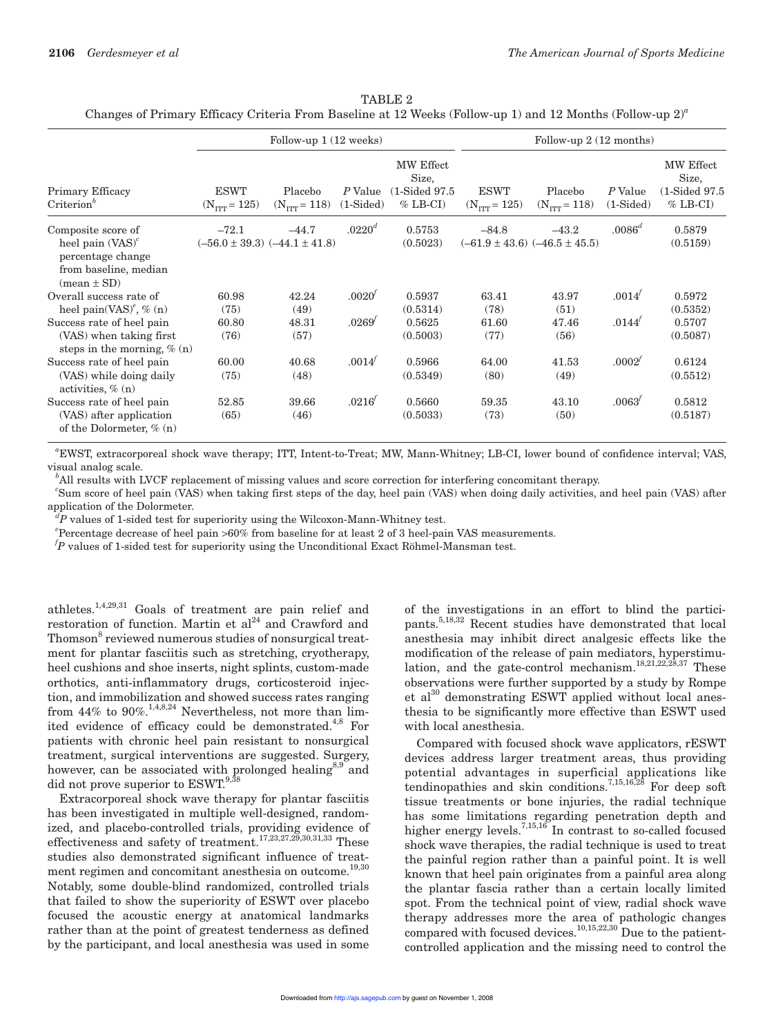TABLE 2
Changes of Primary Efficacy Criteria From Baseline at 12 Weeks (Follow-up 1) and 12 Months (Follow-up 2)[a]

| Primary Efficacy Criterion[b] | Follow-up 1 (12 weeks) | | | | Follow-up 2 (12 months) | | | |
|---|---|---|---|---|---|---|---|---|
| | ESWT ($N_{ITT}$ = 125) | Placebo ($N_{ITT}$ = 118) | *P* Value (1-Sided) | MW Effect Size, (1-Sided 97.5 % LB-CI) | ESWT ($N_{ITT}$ = 125) | Placebo ($N_{ITT}$ = 118) | *P* Value (1-Sided) | MW Effect Size, (1-Sided 97.5 % LB-CI) |
| Composite score of heel pain (VAS)[c] percentage change from baseline, median (mean ± SD) | –72.1 (–56.0 ± 39.3) | –44.7 (–44.1 ± 41.8) | .0220[d] | 0.5753 (0.5023) | –84.8 (–61.9 ± 43.6) | –43.2 (–46.5 ± 45.5) | .0086[d] | 0.5879 (0.5159) |
| Overall success rate of heel pain(VAS)[e], % (n) | 60.98 (75) | 42.24 (49) | .0020[f] | 0.5937 (0.5314) | 63.41 (78) | 43.97 (51) | .0014[f] | 0.5972 (0.5352) |
| Success rate of heel pain (VAS) when taking first steps in the morning, % (n) | 60.80 (76) | 48.31 (57) | .0269[f] | 0.5625 (0.5003) | 61.60 (77) | 47.46 (56) | .0144[f] | 0.5707 (0.5087) |
| Success rate of heel pain (VAS) while doing daily activities, % (n) | 60.00 (75) | 40.68 (48) | .0014[f] | 0.5966 (0.5349) | 64.00 (80) | 41.53 (49) | .0002[f] | 0.6124 (0.5512) |
| Success rate of heel pain (VAS) after application of the Dolormeter, % (n) | 52.85 (65) | 39.66 (46) | .0216[f] | 0.5660 (0.5033) | 59.35 (73) | 43.10 (50) | .0063[f] | 0.5812 (0.5187) |

[a]EWST, extracorporeal shock wave therapy; ITT, Intent-to-Treat; MW, Mann-Whitney; LB-CI, lower bound of confidence interval; VAS, visual analog scale.
[b]All results with LVCF replacement of missing values and score correction for interfering concomitant therapy.
[c]Sum score of heel pain (VAS) when taking first steps of the day, heel pain (VAS) when doing daily activities, and heel pain (VAS) after application of the Dolormeter.
[d]*P* values of 1-sided test for superiority using the Wilcoxon-Mann-Whitney test.
[e]Percentage decrease of heel pain >60% from baseline for at least 2 of 3 heel-pain VAS measurements.
[f]*P* values of 1-sided test for superiority using the Unconditional Exact Röhmel-Mansman test.

athletes.[1,4,29,31] Goals of treatment are pain relief and restoration of function. Martin et al[24] and Crawford and Thomson[8] reviewed numerous studies of nonsurgical treatment for plantar fasciitis such as stretching, cryotherapy, heel cushions and shoe inserts, night splints, custom-made orthotics, anti-inflammatory drugs, corticosteroid injection, and immobilization and showed success rates ranging from 44% to 90%.[1,4,8,24] Nevertheless, not more than limited evidence of efficacy could be demonstrated.[4,8] For patients with chronic heel pain resistant to nonsurgical treatment, surgical interventions are suggested. Surgery, however, can be associated with prolonged healing[8,9] and did not prove superior to ESWT.[9,38]

Extracorporeal shock wave therapy for plantar fasciitis has been investigated in multiple well-designed, randomized, and placebo-controlled trials, providing evidence of effectiveness and safety of treatment.[17,23,27,29,30,31,33] These studies also demonstrated significant influence of treatment regimen and concomitant anesthesia on outcome.[19,30] Notably, some double-blind randomized, controlled trials that failed to show the superiority of ESWT over placebo focused the acoustic energy at anatomical landmarks rather than at the point of greatest tenderness as defined by the participant, and local anesthesia was used in some of the investigations in an effort to blind the participants.[5,18,32] Recent studies have demonstrated that local anesthesia may inhibit direct analgesic effects like the modification of the release of pain mediators, hyperstimulation, and the gate-control mechanism.[18,21,22,28,37] These observations were further supported by a study by Rompe et al[30] demonstrating ESWT applied without local anesthesia to be significantly more effective than ESWT used with local anesthesia.

Compared with focused shock wave applicators, rESWT devices address larger treatment areas, thus providing potential advantages in superficial applications like tendinopathies and skin conditions.[7,15,16,28] For deep soft tissue treatments or bone injuries, the radial technique has some limitations regarding penetration depth and higher energy levels.[7,15,16] In contrast to so-called focused shock wave therapies, the radial technique is used to treat the painful region rather than a painful point. It is well known that heel pain originates from a painful area along the plantar fascia rather than a certain locally limited spot. From the technical point of view, radial shock wave therapy addresses more the area of pathologic changes compared with focused devices.[10,15,22,30] Due to the patient-controlled application and the missing need to control the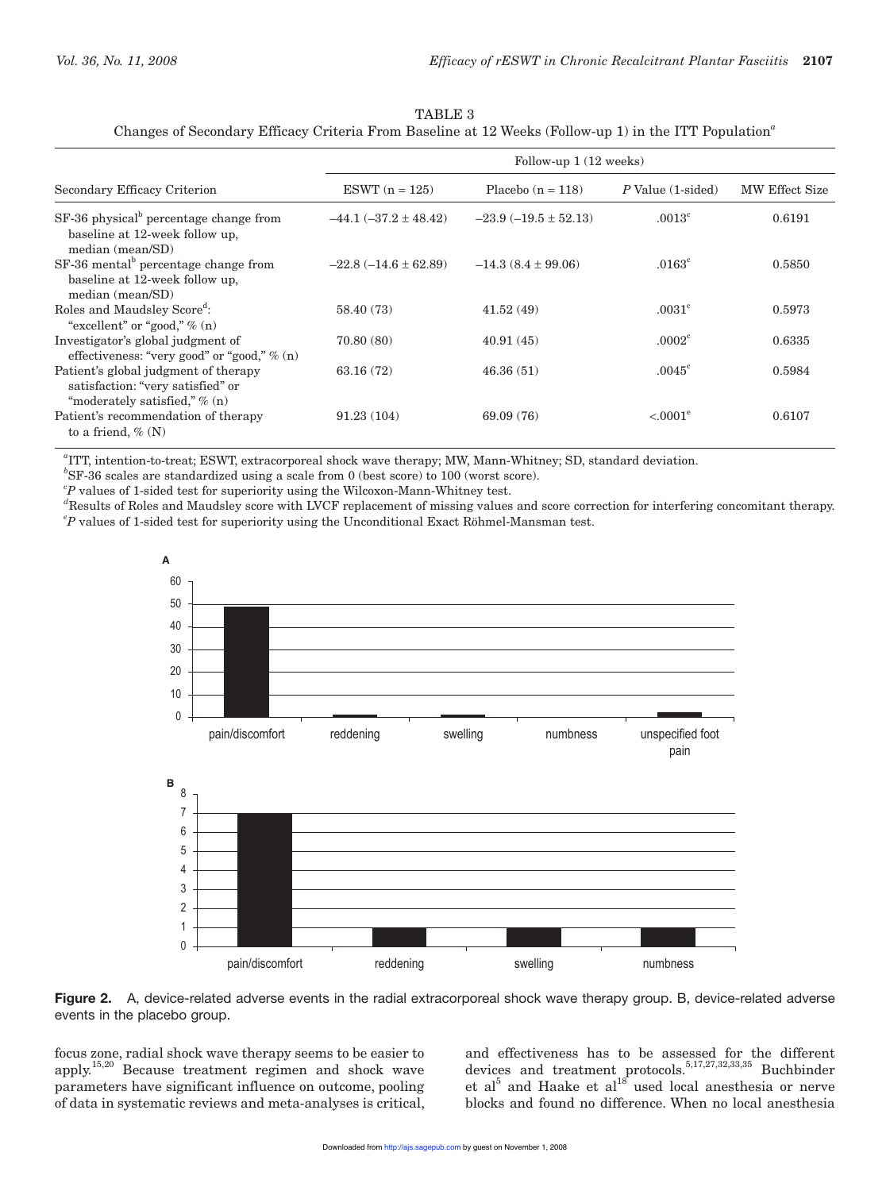TABLE 3
Changes of Secondary Efficacy Criteria From Baseline at 12 Weeks (Follow-up 1) in the ITT Population[a]

| Secondary Efficacy Criterion | Follow-up 1 (12 weeks) | | | |
|---|---|---|---|---|
| | ESWT (n = 125) | Placebo (n = 118) | P Value (1-sided) | MW Effect Size |
| SF-36 physical[b] percentage change from baseline at 12-week follow up, median (mean/SD) | −44.1 (−37.2 ± 48.42) | −23.9 (−19.5 ± 52.13) | .0013[c] | 0.6191 |
| SF-36 mental[b] percentage change from baseline at 12-week follow up, median (mean/SD) | −22.8 (−14.6 ± 62.89) | −14.3 (8.4 ± 99.06) | .0163[c] | 0.5850 |
| Roles and Maudsley Score[d]: "excellent" or "good," % (n) | 58.40 (73) | 41.52 (49) | .0031[c] | 0.5973 |
| Investigator's global judgment of effectiveness: "very good" or "good," % (n) | 70.80 (80) | 40.91 (45) | .0002[c] | 0.6335 |
| Patient's global judgment of therapy satisfaction: "very satisfied" or "moderately satisfied," % (n) | 63.16 (72) | 46.36 (51) | .0045[c] | 0.5984 |
| Patient's recommendation of therapy to a friend, % (N) | 91.23 (104) | 69.09 (76) | <.0001[e] | 0.6107 |

[a]ITT, intention-to-treat; ESWT, extracorporeal shock wave therapy; MW, Mann-Whitney; SD, standard deviation.
[b]SF-36 scales are standardized using a scale from 0 (best score) to 100 (worst score).
[c]*P* values of 1-sided test for superiority using the Wilcoxon-Mann-Whitney test.
[d]Results of Roles and Maudsley score with LVCF replacement of missing values and score correction for interfering concomitant therapy.
[e]*P* values of 1-sided test for superiority using the Unconditional Exact Röhmel-Mansman test.

**Figure 2.** A, device-related adverse events in the radial extracorporeal shock wave therapy group. B, device-related adverse events in the placebo group.

focus zone, radial shock wave therapy seems to be easier to apply.[15,20] Because treatment regimen and shock wave parameters have significant influence on outcome, pooling of data in systematic reviews and meta-analyses is critical, and effectiveness has to be assessed for the different devices and treatment protocols.[5,17,27,32,33,35] Buchbinder et al[5] and Haake et al[18] used local anesthesia or nerve blocks and found no difference. When no local anesthesia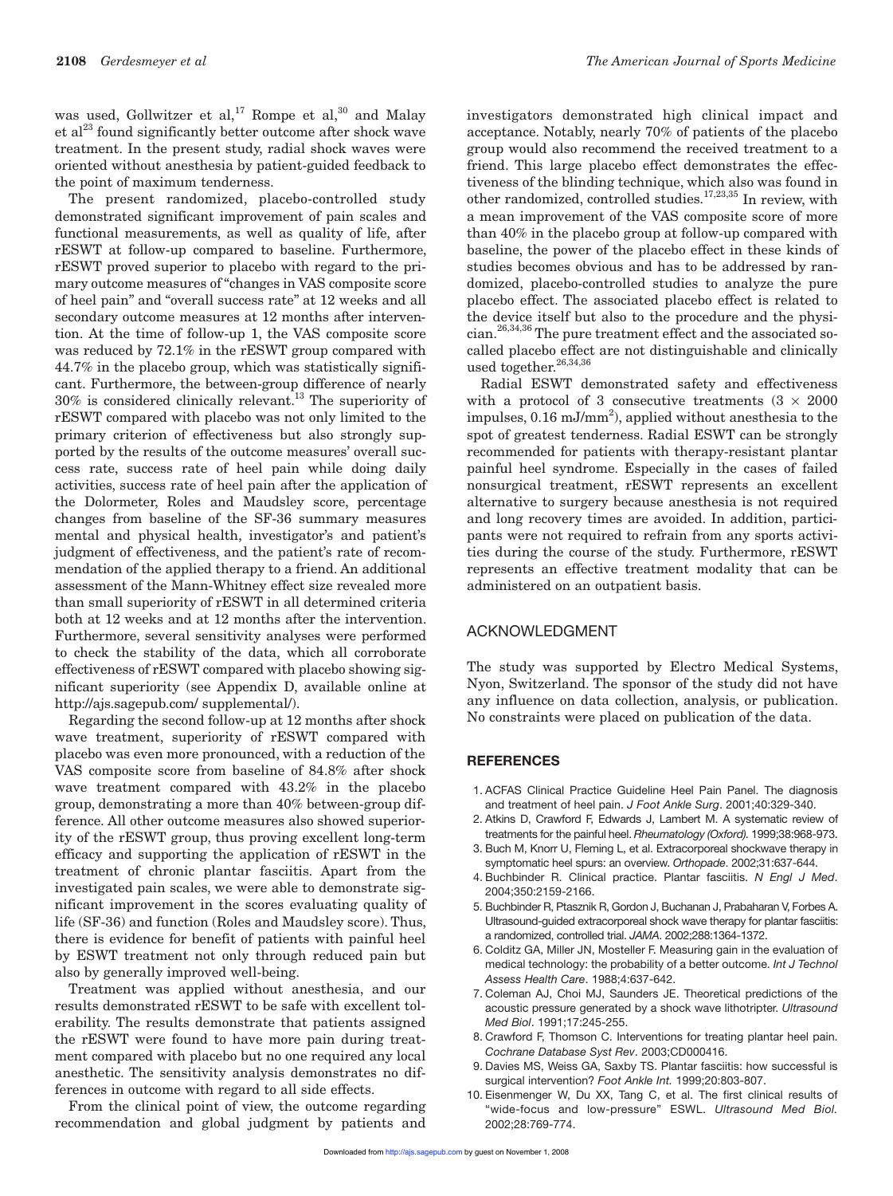was used, Gollwitzer et al,[17] Rompe et al,[30] and Malay et al[23] found significantly better outcome after shock wave treatment. In the present study, radial shock waves were oriented without anesthesia by patient-guided feedback to the point of maximum tenderness.

The present randomized, placebo-controlled study demonstrated significant improvement of pain scales and functional measurements, as well as quality of life, after rESWT at follow-up compared to baseline. Furthermore, rESWT proved superior to placebo with regard to the primary outcome measures of "changes in VAS composite score of heel pain" and "overall success rate" at 12 weeks and all secondary outcome measures at 12 months after intervention. At the time of follow-up 1, the VAS composite score was reduced by 72.1% in the rESWT group compared with 44.7% in the placebo group, which was statistically significant. Furthermore, the between-group difference of nearly 30% is considered clinically relevant.[13] The superiority of rESWT compared with placebo was not only limited to the primary criterion of effectiveness but also strongly supported by the results of the outcome measures' overall success rate, success rate of heel pain while doing daily activities, success rate of heel pain after the application of the Dolormeter, Roles and Maudsley score, percentage changes from baseline of the SF-36 summary measures mental and physical health, investigator's and patient's judgment of effectiveness, and the patient's rate of recommendation of the applied therapy to a friend. An additional assessment of the Mann-Whitney effect size revealed more than small superiority of rESWT in all determined criteria both at 12 weeks and at 12 months after the intervention. Furthermore, several sensitivity analyses were performed to check the stability of the data, which all corroborate effectiveness of rESWT compared with placebo showing significant superiority (see Appendix D, available online at http://ajs.sagepub.com/ supplemental/).

Regarding the second follow-up at 12 months after shock wave treatment, superiority of rESWT compared with placebo was even more pronounced, with a reduction of the VAS composite score from baseline of 84.8% after shock wave treatment compared with 43.2% in the placebo group, demonstrating a more than 40% between-group difference. All other outcome measures also showed superiority of the rESWT group, thus proving excellent long-term efficacy and supporting the application of rESWT in the treatment of chronic plantar fasciitis. Apart from the investigated pain scales, we were able to demonstrate significant improvement in the scores evaluating quality of life (SF-36) and function (Roles and Maudsley score). Thus, there is evidence for benefit of patients with painful heel by ESWT treatment not only through reduced pain but also by generally improved well-being.

Treatment was applied without anesthesia, and our results demonstrated rESWT to be safe with excellent tolerability. The results demonstrate that patients assigned the rESWT were found to have more pain during treatment compared with placebo but no one required any local anesthetic. The sensitivity analysis demonstrates no differences in outcome with regard to all side effects.

From the clinical point of view, the outcome regarding recommendation and global judgment by patients and investigators demonstrated high clinical impact and acceptance. Notably, nearly 70% of patients of the placebo group would also recommend the received treatment to a friend. This large placebo effect demonstrates the effectiveness of the blinding technique, which also was found in other randomized, controlled studies.[17,23,35] In review, with a mean improvement of the VAS composite score of more than 40% in the placebo group at follow-up compared with baseline, the power of the placebo effect in these kinds of studies becomes obvious and has to be addressed by randomized, placebo-controlled studies to analyze the pure placebo effect. The associated placebo effect is related to the device itself but also to the procedure and the physician.[26,34,36] The pure treatment effect and the associated so-called placebo effect are not distinguishable and clinically used together.[26,34,36]

Radial ESWT demonstrated safety and effectiveness with a protocol of 3 consecutive treatments ($3 \times 2000$ impulses, 0.16 mJ/mm$^2$), applied without anesthesia to the spot of greatest tenderness. Radial ESWT can be strongly recommended for patients with therapy-resistant plantar painful heel syndrome. Especially in the cases of failed nonsurgical treatment, rESWT represents an excellent alternative to surgery because anesthesia is not required and long recovery times are avoided. In addition, participants were not required to refrain from any sports activities during the course of the study. Furthermore, rESWT represents an effective treatment modality that can be administered on an outpatient basis.

## ACKNOWLEDGMENT

The study was supported by Electro Medical Systems, Nyon, Switzerland. The sponsor of the study did not have any influence on data collection, analysis, or publication. No constraints were placed on publication of the data.

## REFERENCES

1. ACFAS Clinical Practice Guideline Heel Pain Panel. The diagnosis and treatment of heel pain. *J Foot Ankle Surg*. 2001;40:329-340.
2. Atkins D, Crawford F, Edwards J, Lambert M. A systematic review of treatments for the painful heel. *Rheumatology (Oxford)*. 1999;38:968-973.
3. Buch M, Knorr U, Fleming L, et al. Extracorporeal shockwave therapy in symptomatic heel spurs: an overview. *Orthopade*. 2002;31:637-644.
4. Buchbinder R. Clinical practice. Plantar fasciitis. *N Engl J Med*. 2004;350:2159-2166.
5. Buchbinder R, Ptasznik R, Gordon J, Buchanan J, Prabaharan V, Forbes A. Ultrasound-guided extracorporeal shock wave therapy for plantar fasciitis: a randomized, controlled trial. *JAMA*. 2002;288:1364-1372.
6. Colditz GA, Miller JN, Mosteller F. Measuring gain in the evaluation of medical technology: the probability of a better outcome. *Int J Technol Assess Health Care*. 1988;4:637-642.
7. Coleman AJ, Choi MJ, Saunders JE. Theoretical predictions of the acoustic pressure generated by a shock wave lithotripter. *Ultrasound Med Biol*. 1991;17:245-255.
8. Crawford F, Thomson C. Interventions for treating plantar heel pain. *Cochrane Database Syst Rev*. 2003;CD000416.
9. Davies MS, Weiss GA, Saxby TS. Plantar fasciitis: how successful is surgical intervention? *Foot Ankle Int.* 1999;20:803-807.
10. Eisenmenger W, Du XX, Tang C, et al. The first clinical results of "wide-focus and low-pressure" ESWL. *Ultrasound Med Biol.* 2002;28:769-774.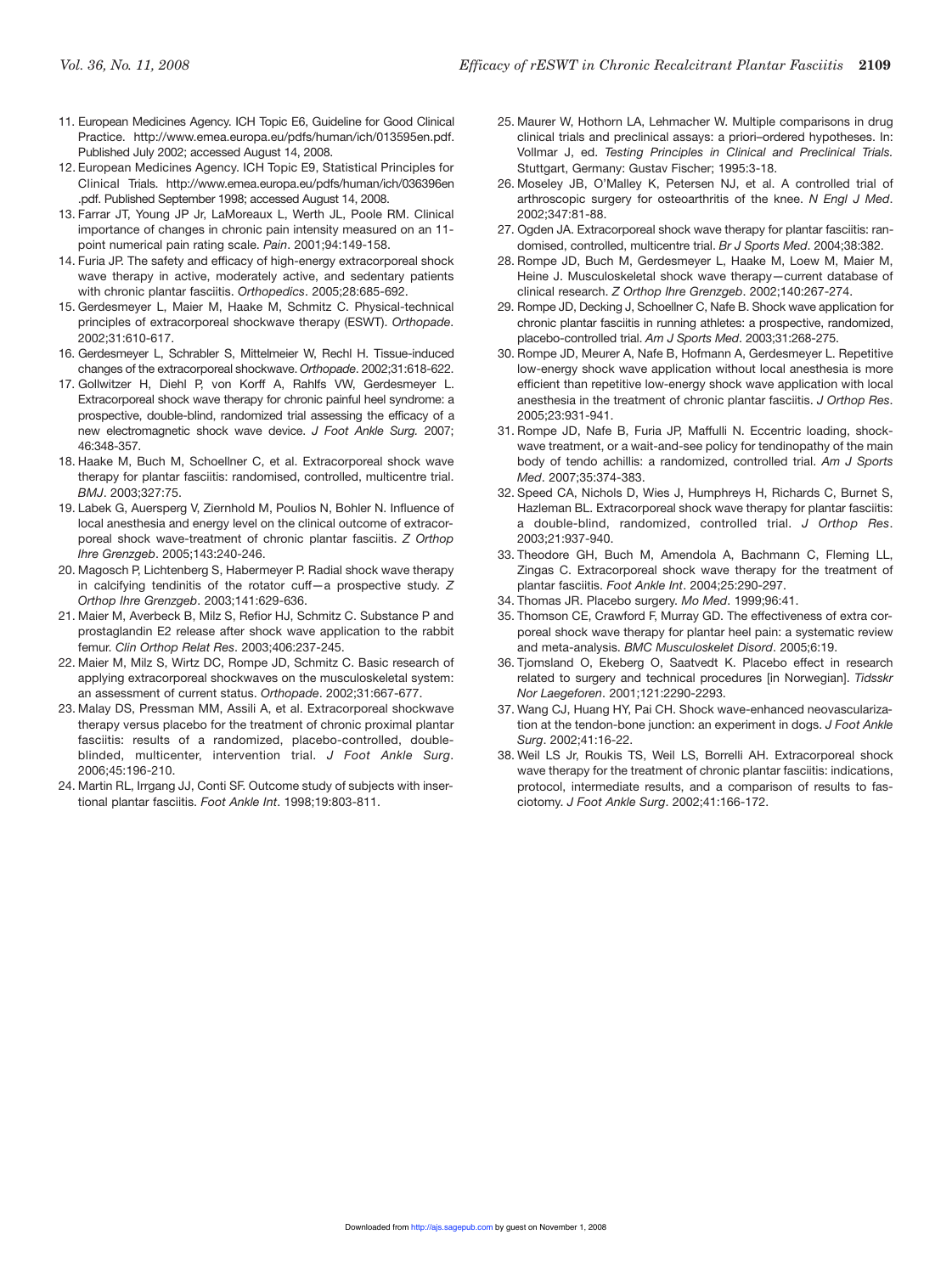11. European Medicines Agency. ICH Topic E6, Guideline for Good Clinical Practice. http://www.emea.europa.eu/pdfs/human/ich/013595en.pdf. Published July 2002; accessed August 14, 2008.
12. European Medicines Agency. ICH Topic E9, Statistical Principles for Clinical Trials. http://www.emea.europa.eu/pdfs/human/ich/036396en.pdf. Published September 1998; accessed August 14, 2008.
13. Farrar JT, Young JP Jr, LaMoreaux L, Werth JL, Poole RM. Clinical importance of changes in chronic pain intensity measured on an 11-point numerical pain rating scale. *Pain*. 2001;94:149-158.
14. Furia JP. The safety and efficacy of high-energy extracorporeal shock wave therapy in active, moderately active, and sedentary patients with chronic plantar fasciitis. *Orthopedics*. 2005;28:685-692.
15. Gerdesmeyer L, Maier M, Haake M, Schmitz C. Physical-technical principles of extracorporeal shockwave therapy (ESWT). *Orthopade*. 2002;31:610-617.
16. Gerdesmeyer L, Schrabler S, Mittelmeier W, Rechl H. Tissue-induced changes of the extracorporeal shockwave. *Orthopade*. 2002;31:618-622.
17. Gollwitzer H, Diehl P, von Korff A, Rahlfs VW, Gerdesmeyer L. Extracorporeal shock wave therapy for chronic painful heel syndrome: a prospective, double-blind, randomized trial assessing the efficacy of a new electromagnetic shock wave device. *J Foot Ankle Surg.* 2007;46:348-357.
18. Haake M, Buch M, Schoellner C, et al. Extracorporeal shock wave therapy for plantar fasciitis: randomised, controlled, multicentre trial. *BMJ*. 2003;327:75.
19. Labek G, Auersperg V, Ziernhold M, Poulios N, Bohler N. Influence of local anesthesia and energy level on the clinical outcome of extracorporeal shock wave-treatment of chronic plantar fasciitis. *Z Orthop Ihre Grenzgeb*. 2005;143:240-246.
20. Magosch P, Lichtenberg S, Habermeyer P. Radial shock wave therapy in calcifying tendinitis of the rotator cuff—a prospective study. *Z Orthop Ihre Grenzgeb*. 2003;141:629-636.
21. Maier M, Averbeck B, Milz S, Refior HJ, Schmitz C. Substance P and prostaglandin E2 release after shock wave application to the rabbit femur. *Clin Orthop Relat Res*. 2003;406:237-245.
22. Maier M, Milz S, Wirtz DC, Rompe JD, Schmitz C. Basic research of applying extracorporeal shockwaves on the musculoskeletal system: an assessment of current status. *Orthopade*. 2002;31:667-677.
23. Malay DS, Pressman MM, Assili A, et al. Extracorporeal shockwave therapy versus placebo for the treatment of chronic proximal plantar fasciitis: results of a randomized, placebo-controlled, double-blinded, multicenter, intervention trial. *J Foot Ankle Surg*. 2006;45:196-210.
24. Martin RL, Irrgang JJ, Conti SF. Outcome study of subjects with insertional plantar fasciitis. *Foot Ankle Int*. 1998;19:803-811.
25. Maurer W, Hothorn LA, Lehmacher W. Multiple comparisons in drug clinical trials and preclinical assays: a priori–ordered hypotheses. In: Vollmar J, ed. *Testing Principles in Clinical and Preclinical Trials.* Stuttgart, Germany: Gustav Fischer; 1995:3-18.
26. Moseley JB, O'Malley K, Petersen NJ, et al. A controlled trial of arthroscopic surgery for osteoarthritis of the knee. *N Engl J Med*. 2002;347:81-88.
27. Ogden JA. Extracorporeal shock wave therapy for plantar fasciitis: randomised, controlled, multicentre trial. *Br J Sports Med*. 2004;38:382.
28. Rompe JD, Buch M, Gerdesmeyer L, Haake M, Loew M, Maier M, Heine J. Musculoskeletal shock wave therapy—current database of clinical research. *Z Orthop Ihre Grenzgeb*. 2002;140:267-274.
29. Rompe JD, Decking J, Schoellner C, Nafe B. Shock wave application for chronic plantar fasciitis in running athletes: a prospective, randomized, placebo-controlled trial. *Am J Sports Med*. 2003;31:268-275.
30. Rompe JD, Meurer A, Nafe B, Hofmann A, Gerdesmeyer L. Repetitive low-energy shock wave application without local anesthesia is more efficient than repetitive low-energy shock wave application with local anesthesia in the treatment of chronic plantar fasciitis. *J Orthop Res*. 2005;23:931-941.
31. Rompe JD, Nafe B, Furia JP, Maffulli N. Eccentric loading, shock-wave treatment, or a wait-and-see policy for tendinopathy of the main body of tendo achillis: a randomized, controlled trial. *Am J Sports Med*. 2007;35:374-383.
32. Speed CA, Nichols D, Wies J, Humphreys H, Richards C, Burnet S, Hazleman BL. Extracorporeal shock wave therapy for plantar fasciitis: a double-blind, randomized, controlled trial. *J Orthop Res*. 2003;21:937-940.
33. Theodore GH, Buch M, Amendola A, Bachmann C, Fleming LL, Zingas C. Extracorporeal shock wave therapy for the treatment of plantar fasciitis. *Foot Ankle Int*. 2004;25:290-297.
34. Thomas JR. Placebo surgery. *Mo Med*. 1999;96:41.
35. Thomson CE, Crawford F, Murray GD. The effectiveness of extra corporeal shock wave therapy for plantar heel pain: a systematic review and meta-analysis. *BMC Musculoskelet Disord*. 2005;6:19.
36. Tjomsland O, Ekeberg O, Saatvedt K. Placebo effect in research related to surgery and technical procedures [in Norwegian]. *Tidsskr Nor Laegeforen*. 2001;121:2290-2293.
37. Wang CJ, Huang HY, Pai CH. Shock wave-enhanced neovascularization at the tendon-bone junction: an experiment in dogs. *J Foot Ankle Surg*. 2002;41:16-22.
38. Weil LS Jr, Roukis TS, Weil LS, Borrelli AH. Extracorporeal shock wave therapy for the treatment of chronic plantar fasciitis: indications, protocol, intermediate results, and a comparison of results to fasciotomy. *J Foot Ankle Surg*. 2002;41:166-172.